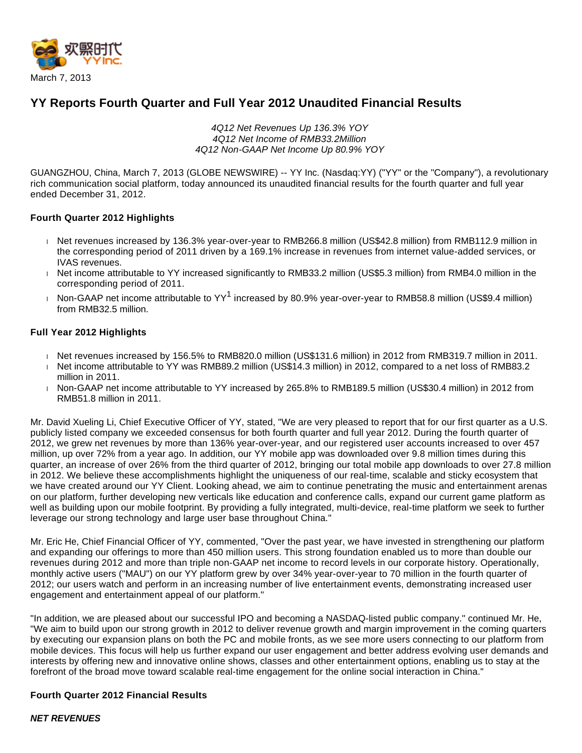March 7, 2013

# YY Reports Fourth Quarter and Full Year 2012 Unaudited Financial Results

*4Q12 Net Revenues Up 136.3% YOY*
*4Q12 Net Income of RMB33.2Million*
*4Q12 Non-GAAP Net Income Up 80.9% YOY*

GUANGZHOU, China, March 7, 2013 (GLOBE NEWSWIRE) -- YY Inc. (Nasdaq:YY) ("YY" or the "Company"), a revolutionary rich communication social platform, today announced its unaudited financial results for the fourth quarter and full year ended December 31, 2012.

**Fourth Quarter 2012 Highlights**

- Net revenues increased by 136.3% year-over-year to RMB266.8 million (US$42.8 million) from RMB112.9 million in the corresponding period of 2011 driven by a 169.1% increase in revenues from internet value-added services, or IVAS revenues.
- Net income attributable to YY increased significantly to RMB33.2 million (US$5.3 million) from RMB4.0 million in the corresponding period of 2011.
- Non-GAAP net income attributable to YY[1] increased by 80.9% year-over-year to RMB58.8 million (US$9.4 million) from RMB32.5 million.

**Full Year 2012 Highlights**

- Net revenues increased by 156.5% to RMB820.0 million (US$131.6 million) in 2012 from RMB319.7 million in 2011.
- Net income attributable to YY was RMB89.2 million (US$14.3 million) in 2012, compared to a net loss of RMB83.2 million in 2011.
- Non-GAAP net income attributable to YY increased by 265.8% to RMB189.5 million (US$30.4 million) in 2012 from RMB51.8 million in 2011.

Mr. David Xueling Li, Chief Executive Officer of YY, stated, "We are very pleased to report that for our first quarter as a U.S. publicly listed company we exceeded consensus for both fourth quarter and full year 2012. During the fourth quarter of 2012, we grew net revenues by more than 136% year-over-year, and our registered user accounts increased to over 457 million, up over 72% from a year ago. In addition, our YY mobile app was downloaded over 9.8 million times during this quarter, an increase of over 26% from the third quarter of 2012, bringing our total mobile app downloads to over 27.8 million in 2012. We believe these accomplishments highlight the uniqueness of our real-time, scalable and sticky ecosystem that we have created around our YY Client. Looking ahead, we aim to continue penetrating the music and entertainment arenas on our platform, further developing new verticals like education and conference calls, expand our current game platform as well as building upon our mobile footprint. By providing a fully integrated, multi-device, real-time platform we seek to further leverage our strong technology and large user base throughout China."

Mr. Eric He, Chief Financial Officer of YY, commented, "Over the past year, we have invested in strengthening our platform and expanding our offerings to more than 450 million users. This strong foundation enabled us to more than double our revenues during 2012 and more than triple non-GAAP net income to record levels in our corporate history. Operationally, monthly active users ("MAU") on our YY platform grew by over 34% year-over-year to 70 million in the fourth quarter of 2012; our users watch and perform in an increasing number of live entertainment events, demonstrating increased user engagement and entertainment appeal of our platform."

"In addition, we are pleased about our successful IPO and becoming a NASDAQ-listed public company." continued Mr. He, "We aim to build upon our strong growth in 2012 to deliver revenue growth and margin improvement in the coming quarters by executing our expansion plans on both the PC and mobile fronts, as we see more users connecting to our platform from mobile devices. This focus will help us further expand our user engagement and better address evolving user demands and interests by offering new and innovative online shows, classes and other entertainment options, enabling us to stay at the forefront of the broad move toward scalable real-time engagement for the online social interaction in China."

**Fourth Quarter 2012 Financial Results**

***NET REVENUES***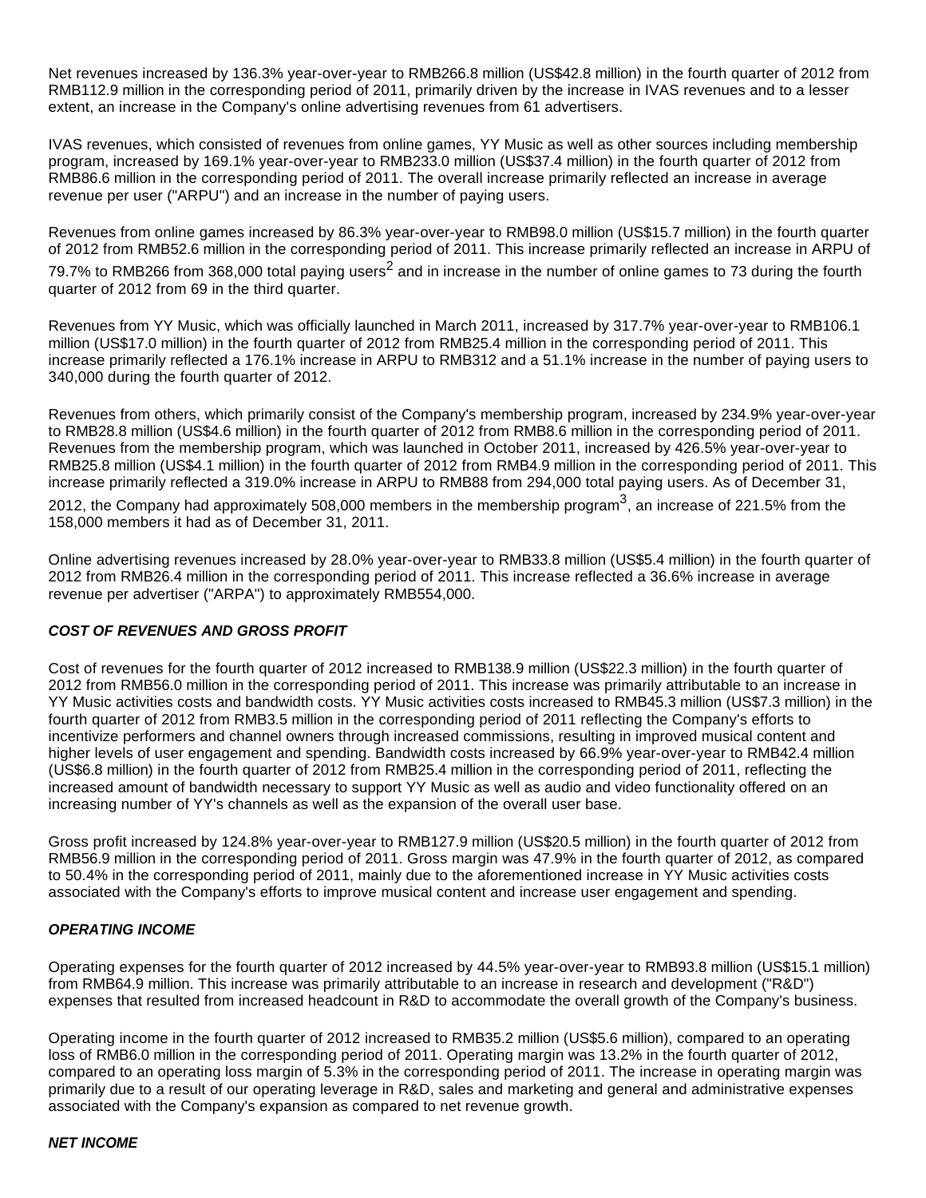Net revenues increased by 136.3% year-over-year to RMB266.8 million (US$42.8 million) in the fourth quarter of 2012 from RMB112.9 million in the corresponding period of 2011, primarily driven by the increase in IVAS revenues and to a lesser extent, an increase in the Company's online advertising revenues from 61 advertisers.

IVAS revenues, which consisted of revenues from online games, YY Music as well as other sources including membership program, increased by 169.1% year-over-year to RMB233.0 million (US$37.4 million) in the fourth quarter of 2012 from RMB86.6 million in the corresponding period of 2011. The overall increase primarily reflected an increase in average revenue per user ("ARPU") and an increase in the number of paying users.

Revenues from online games increased by 86.3% year-over-year to RMB98.0 million (US$15.7 million) in the fourth quarter of 2012 from RMB52.6 million in the corresponding period of 2011. This increase primarily reflected an increase in ARPU of 79.7% to RMB266 from 368,000 total paying users[2] and in increase in the number of online games to 73 during the fourth quarter of 2012 from 69 in the third quarter.

Revenues from YY Music, which was officially launched in March 2011, increased by 317.7% year-over-year to RMB106.1 million (US$17.0 million) in the fourth quarter of 2012 from RMB25.4 million in the corresponding period of 2011. This increase primarily reflected a 176.1% increase in ARPU to RMB312 and a 51.1% increase in the number of paying users to 340,000 during the fourth quarter of 2012.

Revenues from others, which primarily consist of the Company's membership program, increased by 234.9% year-over-year to RMB28.8 million (US$4.6 million) in the fourth quarter of 2012 from RMB8.6 million in the corresponding period of 2011. Revenues from the membership program, which was launched in October 2011, increased by 426.5% year-over-year to RMB25.8 million (US$4.1 million) in the fourth quarter of 2012 from RMB4.9 million in the corresponding period of 2011. This increase primarily reflected a 319.0% increase in ARPU to RMB88 from 294,000 total paying users. As of December 31, 2012, the Company had approximately 508,000 members in the membership program[3], an increase of 221.5% from the 158,000 members it had as of December 31, 2011.

Online advertising revenues increased by 28.0% year-over-year to RMB33.8 million (US$5.4 million) in the fourth quarter of 2012 from RMB26.4 million in the corresponding period of 2011. This increase reflected a 36.6% increase in average revenue per advertiser ("ARPA") to approximately RMB554,000.

***COST OF REVENUES AND GROSS PROFIT***

Cost of revenues for the fourth quarter of 2012 increased to RMB138.9 million (US$22.3 million) in the fourth quarter of 2012 from RMB56.0 million in the corresponding period of 2011. This increase was primarily attributable to an increase in YY Music activities costs and bandwidth costs. YY Music activities costs increased to RMB45.3 million (US$7.3 million) in the fourth quarter of 2012 from RMB3.5 million in the corresponding period of 2011 reflecting the Company's efforts to incentivize performers and channel owners through increased commissions, resulting in improved musical content and higher levels of user engagement and spending. Bandwidth costs increased by 66.9% year-over-year to RMB42.4 million (US$6.8 million) in the fourth quarter of 2012 from RMB25.4 million in the corresponding period of 2011, reflecting the increased amount of bandwidth necessary to support YY Music as well as audio and video functionality offered on an increasing number of YY's channels as well as the expansion of the overall user base.

Gross profit increased by 124.8% year-over-year to RMB127.9 million (US$20.5 million) in the fourth quarter of 2012 from RMB56.9 million in the corresponding period of 2011. Gross margin was 47.9% in the fourth quarter of 2012, as compared to 50.4% in the corresponding period of 2011, mainly due to the aforementioned increase in YY Music activities costs associated with the Company's efforts to improve musical content and increase user engagement and spending.

***OPERATING INCOME***

Operating expenses for the fourth quarter of 2012 increased by 44.5% year-over-year to RMB93.8 million (US$15.1 million) from RMB64.9 million. This increase was primarily attributable to an increase in research and development ("R&D") expenses that resulted from increased headcount in R&D to accommodate the overall growth of the Company's business.

Operating income in the fourth quarter of 2012 increased to RMB35.2 million (US$5.6 million), compared to an operating loss of RMB6.0 million in the corresponding period of 2011. Operating margin was 13.2% in the fourth quarter of 2012, compared to an operating loss margin of 5.3% in the corresponding period of 2011. The increase in operating margin was primarily due to a result of our operating leverage in R&D, sales and marketing and general and administrative expenses associated with the Company's expansion as compared to net revenue growth.

***NET INCOME***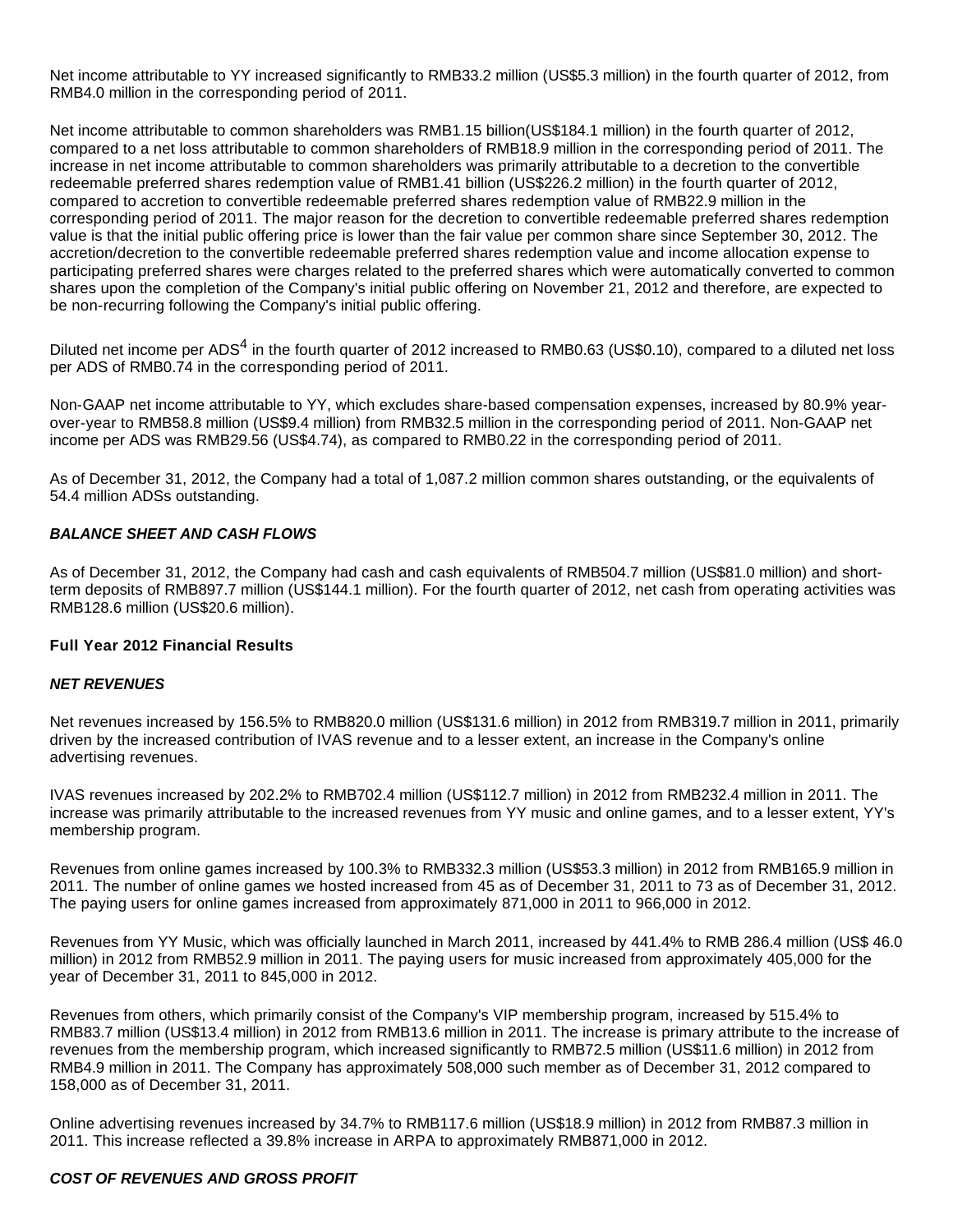Net income attributable to YY increased significantly to RMB33.2 million (US$5.3 million) in the fourth quarter of 2012, from RMB4.0 million in the corresponding period of 2011.

Net income attributable to common shareholders was RMB1.15 billion(US$184.1 million) in the fourth quarter of 2012, compared to a net loss attributable to common shareholders of RMB18.9 million in the corresponding period of 2011. The increase in net income attributable to common shareholders was primarily attributable to a decretion to the convertible redeemable preferred shares redemption value of RMB1.41 billion (US$226.2 million) in the fourth quarter of 2012, compared to accretion to convertible redeemable preferred shares redemption value of RMB22.9 million in the corresponding period of 2011. The major reason for the decretion to convertible redeemable preferred shares redemption value is that the initial public offering price is lower than the fair value per common share since September 30, 2012. The accretion/decretion to the convertible redeemable preferred shares redemption value and income allocation expense to participating preferred shares were charges related to the preferred shares which were automatically converted to common shares upon the completion of the Company's initial public offering on November 21, 2012 and therefore, are expected to be non-recurring following the Company's initial public offering.

Diluted net income per ADS[4] in the fourth quarter of 2012 increased to RMB0.63 (US$0.10), compared to a diluted net loss per ADS of RMB0.74 in the corresponding period of 2011.

Non-GAAP net income attributable to YY, which excludes share-based compensation expenses, increased by 80.9% year-over-year to RMB58.8 million (US$9.4 million) from RMB32.5 million in the corresponding period of 2011. Non-GAAP net income per ADS was RMB29.56 (US$4.74), as compared to RMB0.22 in the corresponding period of 2011.

As of December 31, 2012, the Company had a total of 1,087.2 million common shares outstanding, or the equivalents of 54.4 million ADSs outstanding.

***BALANCE SHEET AND CASH FLOWS***

As of December 31, 2012, the Company had cash and cash equivalents of RMB504.7 million (US$81.0 million) and short-term deposits of RMB897.7 million (US$144.1 million). For the fourth quarter of 2012, net cash from operating activities was RMB128.6 million (US$20.6 million).

**Full Year 2012 Financial Results**

***NET REVENUES***

Net revenues increased by 156.5% to RMB820.0 million (US$131.6 million) in 2012 from RMB319.7 million in 2011, primarily driven by the increased contribution of IVAS revenue and to a lesser extent, an increase in the Company's online advertising revenues.

IVAS revenues increased by 202.2% to RMB702.4 million (US$112.7 million) in 2012 from RMB232.4 million in 2011. The increase was primarily attributable to the increased revenues from YY music and online games, and to a lesser extent, YY's membership program.

Revenues from online games increased by 100.3% to RMB332.3 million (US$53.3 million) in 2012 from RMB165.9 million in 2011. The number of online games we hosted increased from 45 as of December 31, 2011 to 73 as of December 31, 2012. The paying users for online games increased from approximately 871,000 in 2011 to 966,000 in 2012.

Revenues from YY Music, which was officially launched in March 2011, increased by 441.4% to RMB 286.4 million (US$ 46.0 million) in 2012 from RMB52.9 million in 2011. The paying users for music increased from approximately 405,000 for the year of December 31, 2011 to 845,000 in 2012.

Revenues from others, which primarily consist of the Company's VIP membership program, increased by 515.4% to RMB83.7 million (US$13.4 million) in 2012 from RMB13.6 million in 2011. The increase is primary attribute to the increase of revenues from the membership program, which increased significantly to RMB72.5 million (US$11.6 million) in 2012 from RMB4.9 million in 2011. The Company has approximately 508,000 such member as of December 31, 2012 compared to 158,000 as of December 31, 2011.

Online advertising revenues increased by 34.7% to RMB117.6 million (US$18.9 million) in 2012 from RMB87.3 million in 2011. This increase reflected a 39.8% increase in ARPA to approximately RMB871,000 in 2012.

***COST OF REVENUES AND GROSS PROFIT***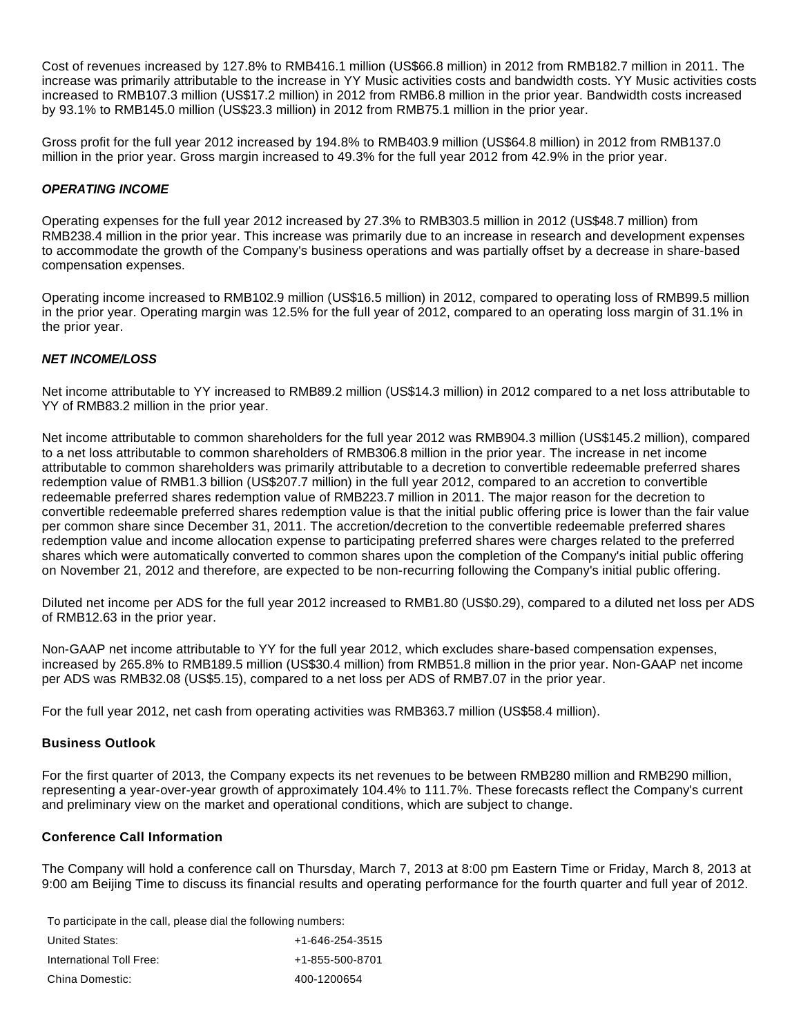Cost of revenues increased by 127.8% to RMB416.1 million (US$66.8 million) in 2012 from RMB182.7 million in 2011. The increase was primarily attributable to the increase in YY Music activities costs and bandwidth costs. YY Music activities costs increased to RMB107.3 million (US$17.2 million) in 2012 from RMB6.8 million in the prior year. Bandwidth costs increased by 93.1% to RMB145.0 million (US$23.3 million) in 2012 from RMB75.1 million in the prior year.

Gross profit for the full year 2012 increased by 194.8% to RMB403.9 million (US$64.8 million) in 2012 from RMB137.0 million in the prior year. Gross margin increased to 49.3% for the full year 2012 from 42.9% in the prior year.

***OPERATING INCOME***

Operating expenses for the full year 2012 increased by 27.3% to RMB303.5 million in 2012 (US$48.7 million) from RMB238.4 million in the prior year. This increase was primarily due to an increase in research and development expenses to accommodate the growth of the Company's business operations and was partially offset by a decrease in share-based compensation expenses.

Operating income increased to RMB102.9 million (US$16.5 million) in 2012, compared to operating loss of RMB99.5 million in the prior year. Operating margin was 12.5% for the full year of 2012, compared to an operating loss margin of 31.1% in the prior year.

***NET INCOME/LOSS***

Net income attributable to YY increased to RMB89.2 million (US$14.3 million) in 2012 compared to a net loss attributable to YY of RMB83.2 million in the prior year.

Net income attributable to common shareholders for the full year 2012 was RMB904.3 million (US$145.2 million), compared to a net loss attributable to common shareholders of RMB306.8 million in the prior year. The increase in net income attributable to common shareholders was primarily attributable to a decretion to convertible redeemable preferred shares redemption value of RMB1.3 billion (US$207.7 million) in the full year 2012, compared to an accretion to convertible redeemable preferred shares redemption value of RMB223.7 million in 2011. The major reason for the decretion to convertible redeemable preferred shares redemption value is that the initial public offering price is lower than the fair value per common share since December 31, 2011. The accretion/decretion to the convertible redeemable preferred shares redemption value and income allocation expense to participating preferred shares were charges related to the preferred shares which were automatically converted to common shares upon the completion of the Company's initial public offering on November 21, 2012 and therefore, are expected to be non-recurring following the Company's initial public offering.

Diluted net income per ADS for the full year 2012 increased to RMB1.80 (US$0.29), compared to a diluted net loss per ADS of RMB12.63 in the prior year.

Non-GAAP net income attributable to YY for the full year 2012, which excludes share-based compensation expenses, increased by 265.8% to RMB189.5 million (US$30.4 million) from RMB51.8 million in the prior year. Non-GAAP net income per ADS was RMB32.08 (US$5.15), compared to a net loss per ADS of RMB7.07 in the prior year.

For the full year 2012, net cash from operating activities was RMB363.7 million (US$58.4 million).

**Business Outlook**

For the first quarter of 2013, the Company expects its net revenues to be between RMB280 million and RMB290 million, representing a year-over-year growth of approximately 104.4% to 111.7%. These forecasts reflect the Company's current and preliminary view on the market and operational conditions, which are subject to change.

**Conference Call Information**

The Company will hold a conference call on Thursday, March 7, 2013 at 8:00 pm Eastern Time or Friday, March 8, 2013 at 9:00 am Beijing Time to discuss its financial results and operating performance for the fourth quarter and full year of 2012.

To participate in the call, please dial the following numbers:

| | |
|---|---|
| United States: | +1-646-254-3515 |
| International Toll Free: | +1-855-500-8701 |
| China Domestic: | 400-1200654 |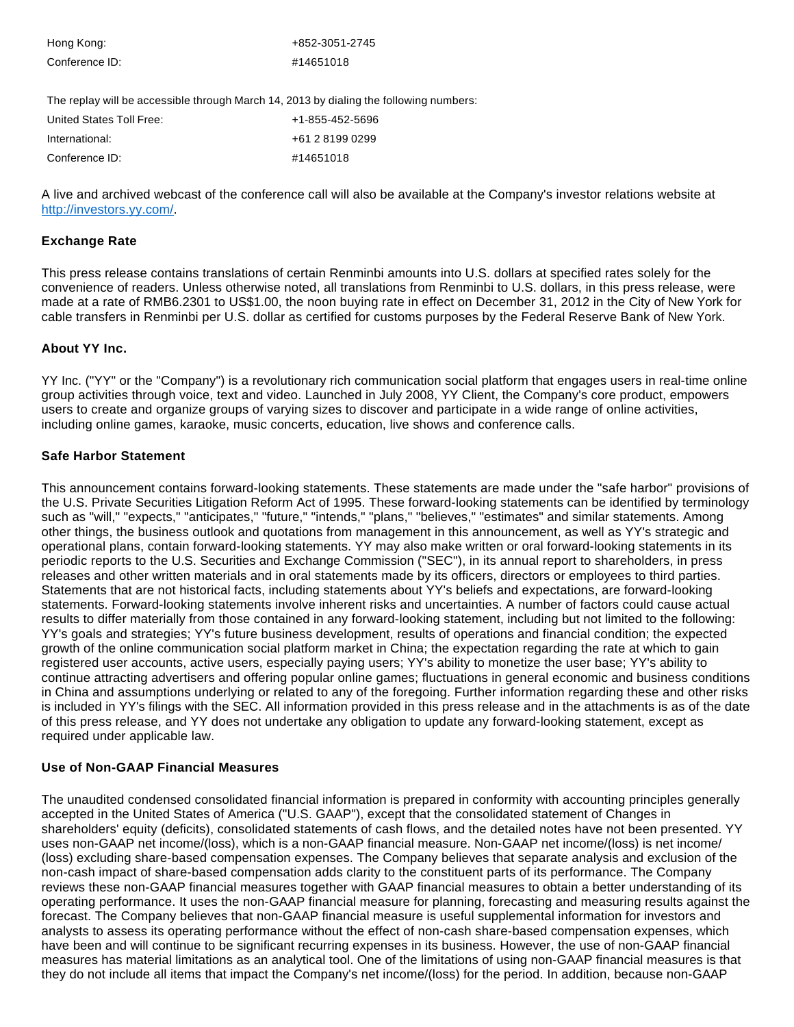| | |
|---|---|
| Hong Kong: | +852-3051-2745 |
| Conference ID: | #14651018 |

The replay will be accessible through March 14, 2013 by dialing the following numbers:

| | |
|---|---|
| United States Toll Free: | +1-855-452-5696 |
| International: | +61 2 8199 0299 |
| Conference ID: | #14651018 |

A live and archived webcast of the conference call will also be available at the Company's investor relations website at http://investors.yy.com/.

### Exchange Rate

This press release contains translations of certain Renminbi amounts into U.S. dollars at specified rates solely for the convenience of readers. Unless otherwise noted, all translations from Renminbi to U.S. dollars, in this press release, were made at a rate of RMB6.2301 to US$1.00, the noon buying rate in effect on December 31, 2012 in the City of New York for cable transfers in Renminbi per U.S. dollar as certified for customs purposes by the Federal Reserve Bank of New York.

### About YY Inc.

YY Inc. ("YY" or the "Company") is a revolutionary rich communication social platform that engages users in real-time online group activities through voice, text and video. Launched in July 2008, YY Client, the Company's core product, empowers users to create and organize groups of varying sizes to discover and participate in a wide range of online activities, including online games, karaoke, music concerts, education, live shows and conference calls.

### Safe Harbor Statement

This announcement contains forward-looking statements. These statements are made under the "safe harbor" provisions of the U.S. Private Securities Litigation Reform Act of 1995. These forward-looking statements can be identified by terminology such as "will," "expects," "anticipates," "future," "intends," "plans," "believes," "estimates" and similar statements. Among other things, the business outlook and quotations from management in this announcement, as well as YY's strategic and operational plans, contain forward-looking statements. YY may also make written or oral forward-looking statements in its periodic reports to the U.S. Securities and Exchange Commission ("SEC"), in its annual report to shareholders, in press releases and other written materials and in oral statements made by its officers, directors or employees to third parties. Statements that are not historical facts, including statements about YY's beliefs and expectations, are forward-looking statements. Forward-looking statements involve inherent risks and uncertainties. A number of factors could cause actual results to differ materially from those contained in any forward-looking statement, including but not limited to the following: YY's goals and strategies; YY's future business development, results of operations and financial condition; the expected growth of the online communication social platform market in China; the expectation regarding the rate at which to gain registered user accounts, active users, especially paying users; YY's ability to monetize the user base; YY's ability to continue attracting advertisers and offering popular online games; fluctuations in general economic and business conditions in China and assumptions underlying or related to any of the foregoing. Further information regarding these and other risks is included in YY's filings with the SEC. All information provided in this press release and in the attachments is as of the date of this press release, and YY does not undertake any obligation to update any forward-looking statement, except as required under applicable law.

### Use of Non-GAAP Financial Measures

The unaudited condensed consolidated financial information is prepared in conformity with accounting principles generally accepted in the United States of America ("U.S. GAAP"), except that the consolidated statement of Changes in shareholders' equity (deficits), consolidated statements of cash flows, and the detailed notes have not been presented. YY uses non-GAAP net income/(loss), which is a non-GAAP financial measure. Non-GAAP net income/(loss) is net income/(loss) excluding share-based compensation expenses. The Company believes that separate analysis and exclusion of the non-cash impact of share-based compensation adds clarity to the constituent parts of its performance. The Company reviews these non-GAAP financial measures together with GAAP financial measures to obtain a better understanding of its operating performance. It uses the non-GAAP financial measure for planning, forecasting and measuring results against the forecast. The Company believes that non-GAAP financial measure is useful supplemental information for investors and analysts to assess its operating performance without the effect of non-cash share-based compensation expenses, which have been and will continue to be significant recurring expenses in its business. However, the use of non-GAAP financial measures has material limitations as an analytical tool. One of the limitations of using non-GAAP financial measures is that they do not include all items that impact the Company's net income/(loss) for the period. In addition, because non-GAAP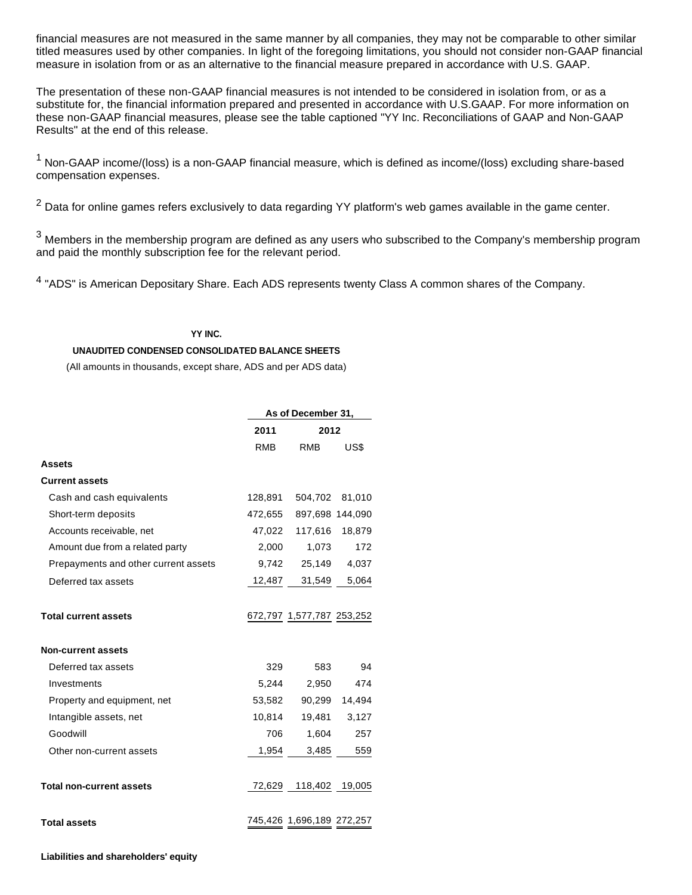financial measures are not measured in the same manner by all companies, they may not be comparable to other similar titled measures used by other companies. In light of the foregoing limitations, you should not consider non-GAAP financial measure in isolation from or as an alternative to the financial measure prepared in accordance with U.S. GAAP.

The presentation of these non-GAAP financial measures is not intended to be considered in isolation from, or as a substitute for, the financial information prepared and presented in accordance with U.S.GAAP. For more information on these non-GAAP financial measures, please see the table captioned "YY Inc. Reconciliations of GAAP and Non-GAAP Results" at the end of this release.

[1] Non-GAAP income/(loss) is a non-GAAP financial measure, which is defined as income/(loss) excluding share-based compensation expenses.

[2] Data for online games refers exclusively to data regarding YY platform's web games available in the game center.

[3] Members in the membership program are defined as any users who subscribed to the Company's membership program and paid the monthly subscription fee for the relevant period.

[4] "ADS" is American Depositary Share. Each ADS represents twenty Class A common shares of the Company.

**YY INC.**

**UNAUDITED CONDENSED CONSOLIDATED BALANCE SHEETS**

(All amounts in thousands, except share, ADS and per ADS data)

| | As of December 31, | | |
|---|---|---|---|
| | 2011 | 2012 | |
| | RMB | RMB | US$ |
| **Assets** | | | |
| **Current assets** | | | |
| Cash and cash equivalents | 128,891 | 504,702 | 81,010 |
| Short-term deposits | 472,655 | 897,698 | 144,090 |
| Accounts receivable, net | 47,022 | 117,616 | 18,879 |
| Amount due from a related party | 2,000 | 1,073 | 172 |
| Prepayments and other current assets | 9,742 | 25,149 | 4,037 |
| Deferred tax assets | 12,487 | 31,549 | 5,064 |
| **Total current assets** | 672,797 | 1,577,787 | 253,252 |
| **Non-current assets** | | | |
| Deferred tax assets | 329 | 583 | 94 |
| Investments | 5,244 | 2,950 | 474 |
| Property and equipment, net | 53,582 | 90,299 | 14,494 |
| Intangible assets, net | 10,814 | 19,481 | 3,127 |
| Goodwill | 706 | 1,604 | 257 |
| Other non-current assets | 1,954 | 3,485 | 559 |
| **Total non-current assets** | 72,629 | 118,402 | 19,005 |
| **Total assets** | 745,426 | 1,696,189 | 272,257 |

**Liabilities and shareholders' equity**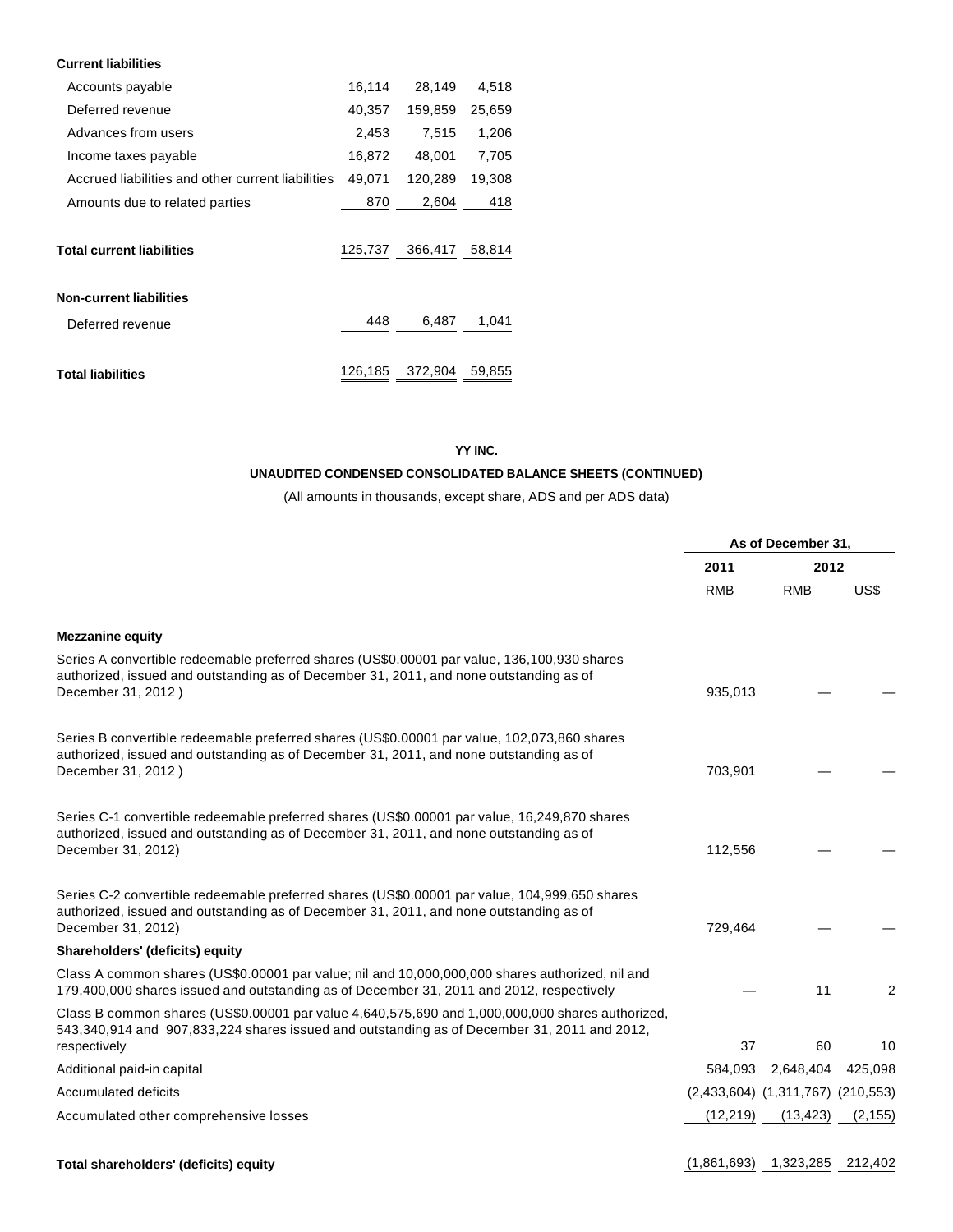| | | | |
|---|---|---|---|
| **Current liabilities** | | | |
| Accounts payable | 16,114 | 28,149 | 4,518 |
| Deferred revenue | 40,357 | 159,859 | 25,659 |
| Advances from users | 2,453 | 7,515 | 1,206 |
| Income taxes payable | 16,872 | 48,001 | 7,705 |
| Accrued liabilities and other current liabilities | 49,071 | 120,289 | 19,308 |
| Amounts due to related parties | 870 | 2,604 | 418 |
| **Total current liabilities** | 125,737 | 366,417 | 58,814 |
| **Non-current liabilities** | | | |
| Deferred revenue | 448 | 6,487 | 1,041 |
| **Total liabilities** | 126,185 | 372,904 | 59,855 |

**YY INC.**

**UNAUDITED CONDENSED CONSOLIDATED BALANCE SHEETS (CONTINUED)**

(All amounts in thousands, except share, ADS and per ADS data)

| | As of December 31, | | |
|---|---|---|---|
| | 2011 | 2012 | |
| | RMB | RMB | US$ |
| **Mezzanine equity** | | | |
| Series A convertible redeemable preferred shares (US$0.00001 par value, 136,100,930 shares authorized, issued and outstanding as of December 31, 2011, and none outstanding as of December 31, 2012 ) | 935,013 | — | — |
| Series B convertible redeemable preferred shares (US$0.00001 par value, 102,073,860 shares authorized, issued and outstanding as of December 31, 2011, and none outstanding as of December 31, 2012 ) | 703,901 | — | — |
| Series C-1 convertible redeemable preferred shares (US$0.00001 par value, 16,249,870 shares authorized, issued and outstanding as of December 31, 2011, and none outstanding as of December 31, 2012) | 112,556 | — | — |
| Series C-2 convertible redeemable preferred shares (US$0.00001 par value, 104,999,650 shares authorized, issued and outstanding as of December 31, 2011, and none outstanding as of December 31, 2012) | 729,464 | — | — |
| **Shareholders' (deficits) equity** | | | |
| Class A common shares (US$0.00001 par value; nil and 10,000,000,000 shares authorized, nil and 179,400,000 shares issued and outstanding as of December 31, 2011 and 2012, respectively | — | 11 | 2 |
| Class B common shares (US$0.00001 par value 4,640,575,690 and 1,000,000,000 shares authorized, 543,340,914 and 907,833,224 shares issued and outstanding as of December 31, 2011 and 2012, respectively | 37 | 60 | 10 |
| Additional paid-in capital | 584,093 | 2,648,404 | 425,098 |
| Accumulated deficits | (2,433,604) | (1,311,767) | (210,553) |
| Accumulated other comprehensive losses | (12,219) | (13,423) | (2,155) |
| **Total shareholders' (deficits) equity** | (1,861,693) | 1,323,285 | 212,402 |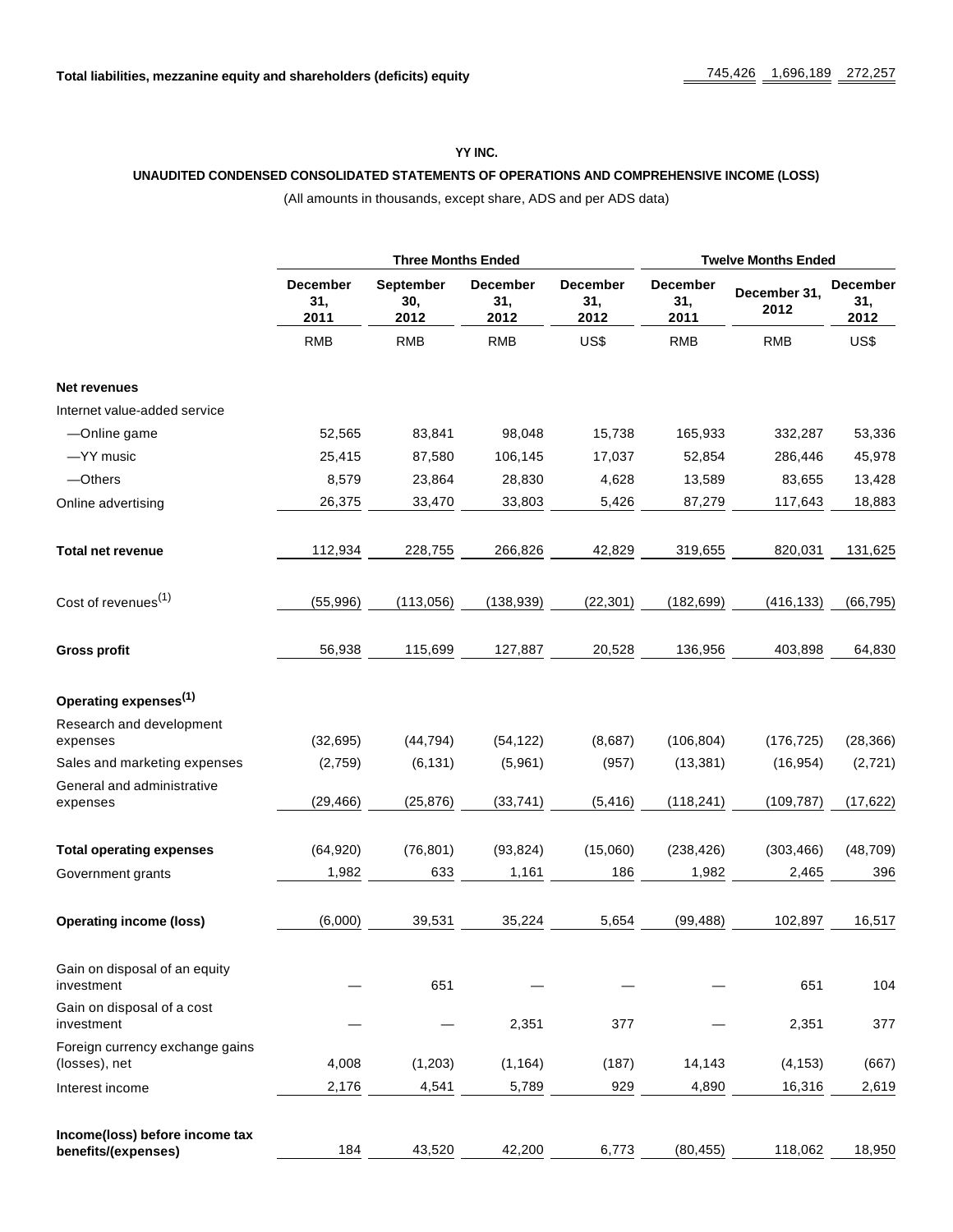| Total liabilities, mezzanine equity and shareholders (deficits) equity | 745,426 | 1,696,189 | 272,257 |
|---|---|---|---|

**YY INC.**

**UNAUDITED CONDENSED CONSOLIDATED STATEMENTS OF OPERATIONS AND COMPREHENSIVE INCOME (LOSS)**

(All amounts in thousands, except share, ADS and per ADS data)

| | Three Months Ended | | | | Twelve Months Ended | | |
|---|---|---|---|---|---|---|---|
| | December 31, 2011 | September 30, 2012 | December 31, 2012 | December 31, 2012 | December 31, 2011 | December 31, 2012 | December 31, 2012 |
| | RMB | RMB | RMB | US$ | RMB | RMB | US$ |
| **Net revenues** | | | | | | | |
| Internet value-added service | | | | | | | |
| —Online game | 52,565 | 83,841 | 98,048 | 15,738 | 165,933 | 332,287 | 53,336 |
| —YY music | 25,415 | 87,580 | 106,145 | 17,037 | 52,854 | 286,446 | 45,978 |
| —Others | 8,579 | 23,864 | 28,830 | 4,628 | 13,589 | 83,655 | 13,428 |
| Online advertising | 26,375 | 33,470 | 33,803 | 5,426 | 87,279 | 117,643 | 18,883 |
| **Total net revenue** | 112,934 | 228,755 | 266,826 | 42,829 | 319,655 | 820,031 | 131,625 |
| Cost of revenues(1) | (55,996) | (113,056) | (138,939) | (22,301) | (182,699) | (416,133) | (66,795) |
| **Gross profit** | 56,938 | 115,699 | 127,887 | 20,528 | 136,956 | 403,898 | 64,830 |
| **Operating expenses(1)** | | | | | | | |
| Research and development expenses | (32,695) | (44,794) | (54,122) | (8,687) | (106,804) | (176,725) | (28,366) |
| Sales and marketing expenses | (2,759) | (6,131) | (5,961) | (957) | (13,381) | (16,954) | (2,721) |
| General and administrative expenses | (29,466) | (25,876) | (33,741) | (5,416) | (118,241) | (109,787) | (17,622) |
| **Total operating expenses** | (64,920) | (76,801) | (93,824) | (15,060) | (238,426) | (303,466) | (48,709) |
| Government grants | 1,982 | 633 | 1,161 | 186 | 1,982 | 2,465 | 396 |
| **Operating income (loss)** | (6,000) | 39,531 | 35,224 | 5,654 | (99,488) | 102,897 | 16,517 |
| Gain on disposal of an equity investment | — | 651 | — | — | — | 651 | 104 |
| Gain on disposal of a cost investment | — | — | 2,351 | 377 | — | 2,351 | 377 |
| Foreign currency exchange gains (losses), net | 4,008 | (1,203) | (1,164) | (187) | 14,143 | (4,153) | (667) |
| Interest income | 2,176 | 4,541 | 5,789 | 929 | 4,890 | 16,316 | 2,619 |
| **Income(loss) before income tax benefits/(expenses)** | 184 | 43,520 | 42,200 | 6,773 | (80,455) | 118,062 | 18,950 |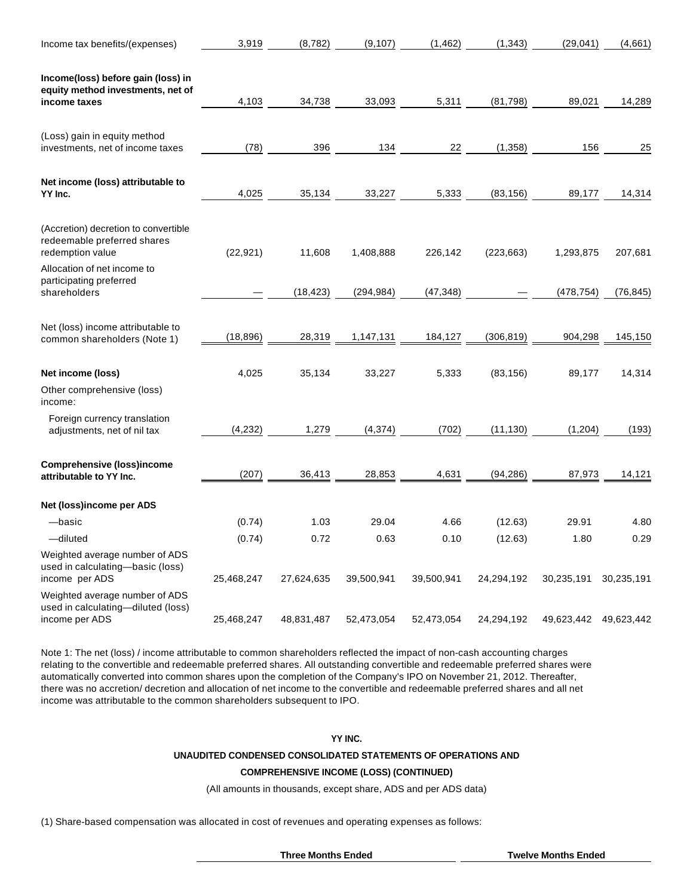| | | | | | | | |
|---|---|---|---|---|---|---|---|
| Income tax benefits/(expenses) | 3,919 | (8,782) | (9,107) | (1,462) | (1,343) | (29,041) | (4,661) |
| **Income(loss) before gain (loss) in equity method investments, net of income taxes** | 4,103 | 34,738 | 33,093 | 5,311 | (81,798) | 89,021 | 14,289 |
| (Loss) gain in equity method investments, net of income taxes | (78) | 396 | 134 | 22 | (1,358) | 156 | 25 |
| **Net income (loss) attributable to YY Inc.** | 4,025 | 35,134 | 33,227 | 5,333 | (83,156) | 89,177 | 14,314 |
| (Accretion) decretion to convertible redeemable preferred shares redemption value | (22,921) | 11,608 | 1,408,888 | 226,142 | (223,663) | 1,293,875 | 207,681 |
| Allocation of net income to participating preferred shareholders | — | (18,423) | (294,984) | (47,348) | — | (478,754) | (76,845) |
| Net (loss) income attributable to common shareholders (Note 1) | (18,896) | 28,319 | 1,147,131 | 184,127 | (306,819) | 904,298 | 145,150 |
| **Net income (loss)** | 4,025 | 35,134 | 33,227 | 5,333 | (83,156) | 89,177 | 14,314 |
| Other comprehensive (loss) income: | | | | | | | |
| Foreign currency translation adjustments, net of nil tax | (4,232) | 1,279 | (4,374) | (702) | (11,130) | (1,204) | (193) |
| **Comprehensive (loss)income attributable to YY Inc.** | (207) | 36,413 | 28,853 | 4,631 | (94,286) | 87,973 | 14,121 |
| **Net (loss)income per ADS** | | | | | | | |
| —basic | (0.74) | 1.03 | 29.04 | 4.66 | (12.63) | 29.91 | 4.80 |
| —diluted | (0.74) | 0.72 | 0.63 | 0.10 | (12.63) | 1.80 | 0.29 |
| Weighted average number of ADS used in calculating—basic (loss) income per ADS | 25,468,247 | 27,624,635 | 39,500,941 | 39,500,941 | 24,294,192 | 30,235,191 | 30,235,191 |
| Weighted average number of ADS used in calculating—diluted (loss) income per ADS | 25,468,247 | 48,831,487 | 52,473,054 | 52,473,054 | 24,294,192 | 49,623,442 | 49,623,442 |

Note 1: The net (loss) / income attributable to common shareholders reflected the impact of non-cash accounting charges relating to the convertible and redeemable preferred shares. All outstanding convertible and redeemable preferred shares were automatically converted into common shares upon the completion of the Company's IPO on November 21, 2012. Thereafter, there was no accretion/ decretion and allocation of net income to the convertible and redeemable preferred shares and all net income was attributable to the common shareholders subsequent to IPO.

**YY INC.**

**UNAUDITED CONDENSED CONSOLIDATED STATEMENTS OF OPERATIONS AND COMPREHENSIVE INCOME (LOSS) (CONTINUED)**

(All amounts in thousands, except share, ADS and per ADS data)

(1) Share-based compensation was allocated in cost of revenues and operating expenses as follows:

| | Three Months Ended | | | | Twelve Months Ended | | |
|---|---|---|---|---|---|---|---|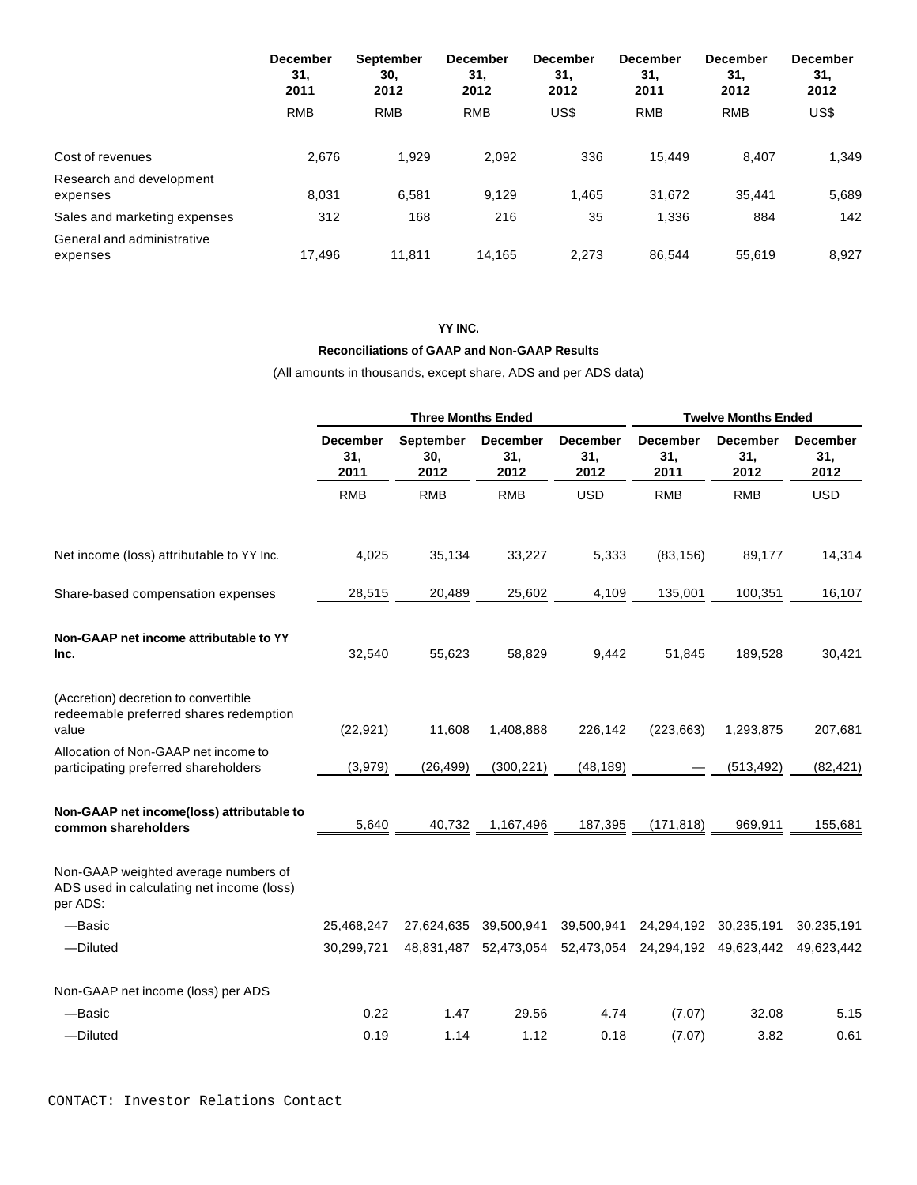| | December 31, 2011 | September 30, 2012 | December 31, 2012 | December 31, 2012 | December 31, 2011 | December 31, 2012 | December 31, 2012 |
|---|---|---|---|---|---|---|---|
| | RMB | RMB | RMB | US$ | RMB | RMB | US$ |
| Cost of revenues | 2,676 | 1,929 | 2,092 | 336 | 15,449 | 8,407 | 1,349 |
| Research and development expenses | 8,031 | 6,581 | 9,129 | 1,465 | 31,672 | 35,441 | 5,689 |
| Sales and marketing expenses | 312 | 168 | 216 | 35 | 1,336 | 884 | 142 |
| General and administrative expenses | 17,496 | 11,811 | 14,165 | 2,273 | 86,544 | 55,619 | 8,927 |

**YY INC.**

**Reconciliations of GAAP and Non-GAAP Results**

(All amounts in thousands, except share, ADS and per ADS data)

| | Three Months Ended | | | | Twelve Months Ended | | |
|---|---|---|---|---|---|---|---|
| | December 31, 2011 | September 30, 2012 | December 31, 2012 | December 31, 2012 | December 31, 2011 | December 31, 2012 | December 31, 2012 |
| | RMB | RMB | RMB | USD | RMB | RMB | USD |
| Net income (loss) attributable to YY Inc. | 4,025 | 35,134 | 33,227 | 5,333 | (83,156) | 89,177 | 14,314 |
| Share-based compensation expenses | 28,515 | 20,489 | 25,602 | 4,109 | 135,001 | 100,351 | 16,107 |
| **Non-GAAP net income attributable to YY Inc.** | 32,540 | 55,623 | 58,829 | 9,442 | 51,845 | 189,528 | 30,421 |
| (Accretion) decretion to convertible redeemable preferred shares redemption value | (22,921) | 11,608 | 1,408,888 | 226,142 | (223,663) | 1,293,875 | 207,681 |
| Allocation of Non-GAAP net income to participating preferred shareholders | (3,979) | (26,499) | (300,221) | (48,189) | — | (513,492) | (82,421) |
| **Non-GAAP net income(loss) attributable to common shareholders** | 5,640 | 40,732 | 1,167,496 | 187,395 | (171,818) | 969,911 | 155,681 |
| Non-GAAP weighted average numbers of ADS used in calculating net income (loss) per ADS: | | | | | | | |
| —Basic | 25,468,247 | 27,624,635 | 39,500,941 | 39,500,941 | 24,294,192 | 30,235,191 | 30,235,191 |
| —Diluted | 30,299,721 | 48,831,487 | 52,473,054 | 52,473,054 | 24,294,192 | 49,623,442 | 49,623,442 |
| Non-GAAP net income (loss) per ADS | | | | | | | |
| —Basic | 0.22 | 1.47 | 29.56 | 4.74 | (7.07) | 32.08 | 5.15 |
| —Diluted | 0.19 | 1.14 | 1.12 | 0.18 | (7.07) | 3.82 | 0.61 |

CONTACT: Investor Relations Contact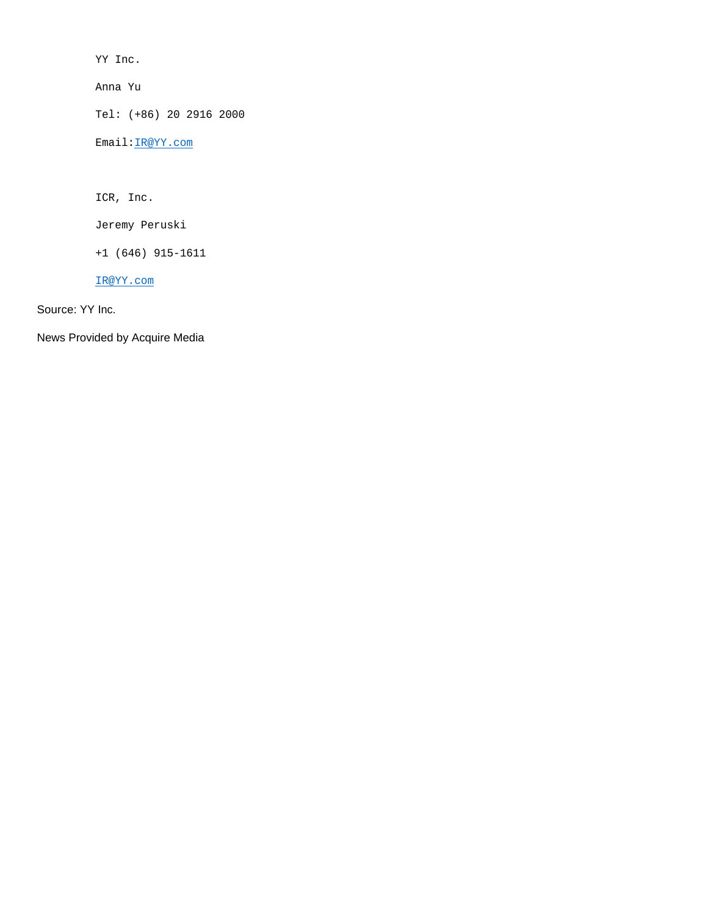YY Inc.

Anna Yu

Tel: (+86) 20 2916 2000

Email:IR@YY.com

ICR, Inc.

Jeremy Peruski

+1 (646) 915-1611

IR@YY.com

Source: YY Inc.

News Provided by Acquire Media